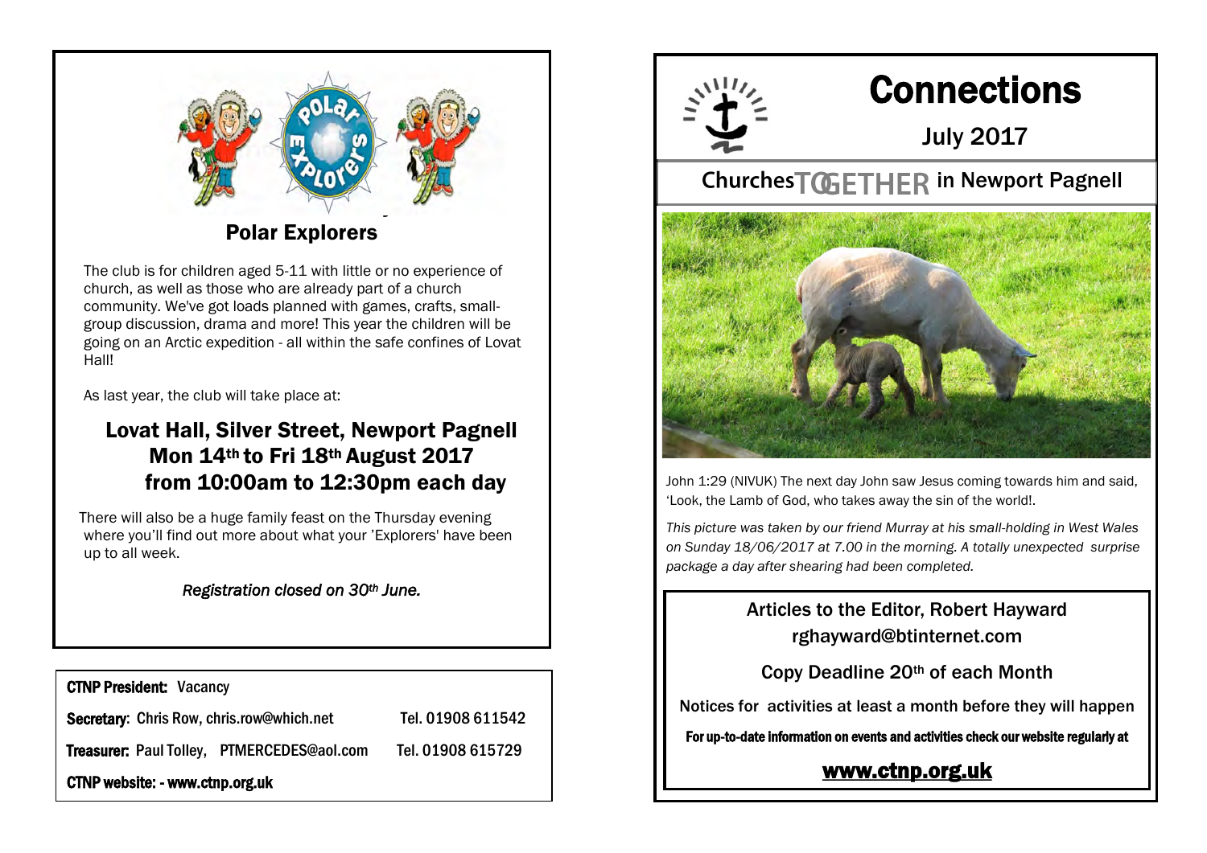## Polar Explorers

The club is for children aged 5-11 with little or no experience of church, as well as those who are already part of a church community. We've got loads planned with games, crafts, small-group discussion, drama and more! This year the children will be going on an Arctic expedition - all within the safe confines of Lovat Hall!

As last year, the club will take place at:

### Lovat Hall, Silver Street, Newport Pagnell Mon 14th to Fri 18th August 2017 from 10:00am to 12:30pm each day

There will also be a huge family feast on the Thursday evening where you'll find out more about what your 'Explorers' have been up to all week.

*Registration closed on 30th June.*

**CTNP President:** Vacancy

**Secretary:** Chris Row, chris.row@which.net Tel. 01908 611542

**Treasurer:** Paul Tolley, PTMERCEDES@aol.com Tel. 01908 615729

**CTNP website: - www.ctnp.org.uk**

# Connections

## July 2017

**Churches TOGETHER in Newport Pagnell**

John 1:29 (NIVUK) The next day John saw Jesus coming towards him and said, 'Look, the Lamb of God, who takes away the sin of the world!.

*This picture was taken by our friend Murray at his small-holding in West Wales on Sunday 18/06/2017 at 7.00 in the morning. A totally unexpected surprise package a day after shearing had been completed.*

Articles to the Editor, Robert Hayward
rghayward@btinternet.com

Copy Deadline 20th of each Month

Notices for activities at least a month before they will happen

**For up-to-date information on events and activities check our website regularly at**

**www.ctnp.org.uk**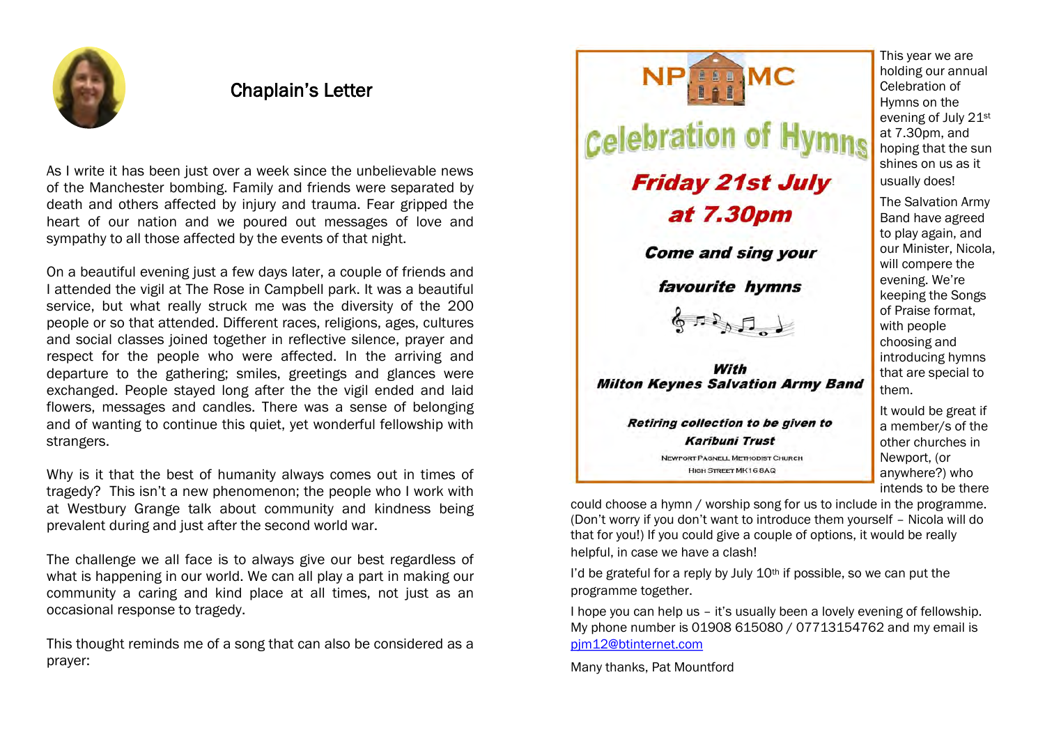## Chaplain's Letter

As I write it has been just over a week since the unbelievable news of the Manchester bombing. Family and friends were separated by death and others affected by injury and trauma. Fear gripped the heart of our nation and we poured out messages of love and sympathy to all those affected by the events of that night.

On a beautiful evening just a few days later, a couple of friends and I attended the vigil at The Rose in Campbell park. It was a beautiful service, but what really struck me was the diversity of the 200 people or so that attended. Different races, religions, ages, cultures and social classes joined together in reflective silence, prayer and respect for the people who were affected. In the arriving and departure to the gathering; smiles, greetings and glances were exchanged. People stayed long after the the vigil ended and laid flowers, messages and candles. There was a sense of belonging and of wanting to continue this quiet, yet wonderful fellowship with strangers.

Why is it that the best of humanity always comes out in times of tragedy? This isn't a new phenomenon; the people who I work with at Westbury Grange talk about community and kindness being prevalent during and just after the second world war.

The challenge we all face is to always give our best regardless of what is happening in our world. We can all play a part in making our community a caring and kind place at all times, not just as an occasional response to tragedy.

This thought reminds me of a song that can also be considered as a prayer:

---

**NPMC**

# Celebration of Hymns

***Friday 21st July at 7.30pm***

***Come and sing your favourite hymns***

***With Milton Keynes Salvation Army Band***

***Retiring collection to be given to Karibuni Trust***

Newport Pagnell Methodist Church
High Street MK16 8AQ

This year we are holding our annual Celebration of Hymns on the evening of July 21st at 7.30pm, and hoping that the sun shines on us as it usually does!

The Salvation Army Band have agreed to play again, and our Minister, Nicola, will compere the evening. We're keeping the Songs of Praise format, with people choosing and introducing hymns that are special to them.

It would be great if a member/s of the other churches in Newport, (or anywhere?) who intends to be there could choose a hymn / worship song for us to include in the programme. (Don't worry if you don't want to introduce them yourself – Nicola will do that for you!) If you could give a couple of options, it would be really helpful, in case we have a clash!

I'd be grateful for a reply by July 10th if possible, so we can put the programme together.

I hope you can help us – it's usually been a lovely evening of fellowship. My phone number is 01908 615080 / 07713154762 and my email is pjm12@btinternet.com

Many thanks, Pat Mountford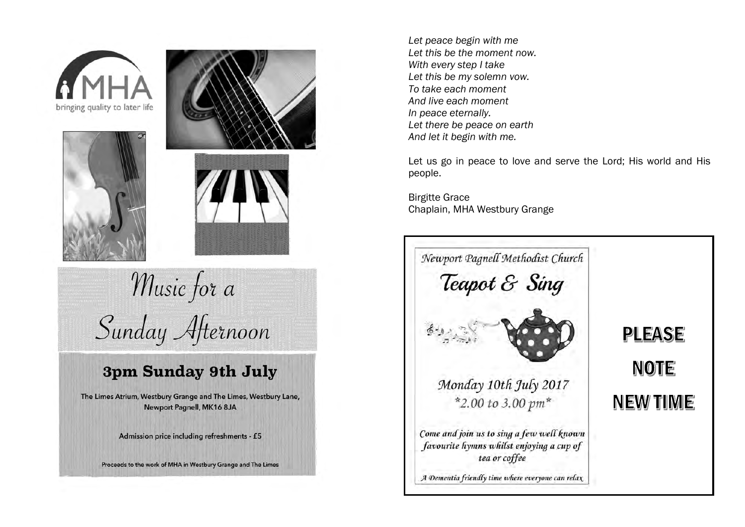MHA
bringing quality to later life

# Music for a Sunday Afternoon

## 3pm Sunday 9th July

The Limes Atrium, Westbury Grange and The Limes, Westbury Lane, Newport Pagnell, MK16 8JA

Admission price including refreshments - £5

Proceeds to the work of MHA in Westbury Grange and The Limes

*Let peace begin with me*
*Let this be the moment now.*
*With every step I take*
*Let this be my solemn vow.*
*To take each moment*
*And live each moment*
*In peace eternally.*
*Let there be peace on earth*
*And let it begin with me.*

Let us go in peace to love and serve the Lord; His world and His people.

Birgitte Grace
Chaplain, MHA Westbury Grange

*Newport Pagnell Methodist Church*

## *Teapot & Sing*

*Monday 10th July 2017*
*\*2.00 to 3.00 pm\**

*Come and join us to sing a few well known favourite hymns whilst enjoying a cup of tea or coffee*

*A Dementia friendly time where everyone can relax*

**PLEASE NOTE NEW TIME**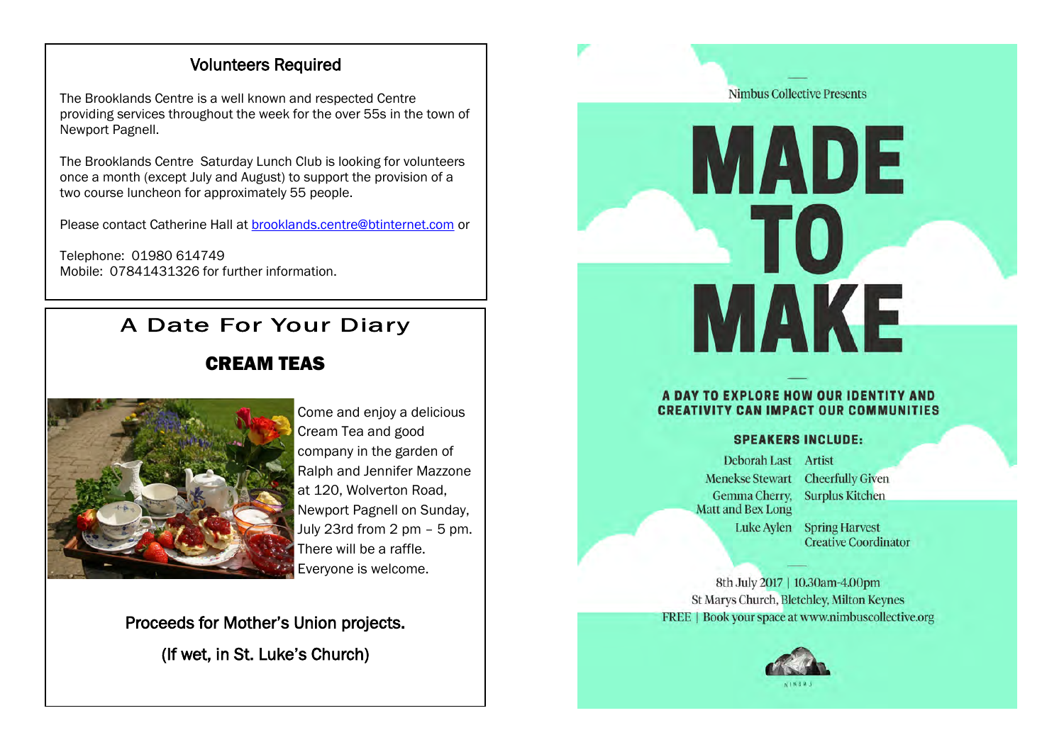## Volunteers Required

The Brooklands Centre is a well known and respected Centre providing services throughout the week for the over 55s in the town of Newport Pagnell.

The Brooklands Centre Saturday Lunch Club is looking for volunteers once a month (except July and August) to support the provision of a two course luncheon for approximately 55 people.

Please contact Catherine Hall at brooklands.centre@btinternet.com or

Telephone: 01980 614749
Mobile: 07841431326 for further information.

## A Date For Your Diary

### CREAM TEAS

Come and enjoy a delicious Cream Tea and good company in the garden of Ralph and Jennifer Mazzone at 120, Wolverton Road, Newport Pagnell on Sunday, July 23rd from 2 pm – 5 pm. There will be a raffle. Everyone is welcome.

Proceeds for Mother's Union projects.

(If wet, in St. Luke's Church)

Nimbus Collective Presents

# MADE TO MAKE

**A DAY TO EXPLORE HOW OUR IDENTITY AND CREATIVITY CAN IMPACT OUR COMMUNITIES**

**SPEAKERS INCLUDE:**

| | |
|---|---|
| Deborah Last | Artist |
| Menekse Stewart | Cheerfully Given |
| Gemma Cherry, Matt and Bex Long | Surplus Kitchen |
| Luke Aylen | Spring Harvest Creative Coordinator |

8th July 2017 | 10.30am-4.00pm
St Marys Church, Bletchley, Milton Keynes
FREE | Book your space at www.nimbuscollective.org

NIMBUS